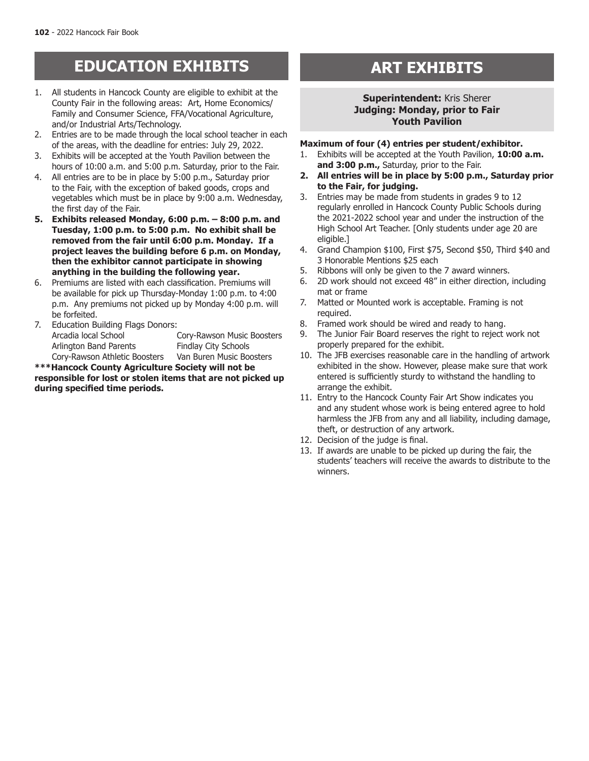# EDUCATION EXHIBITS

1. All students in Hancock County are eligible to exhibit at the County Fair in the following areas: Art, Home Economics/ Family and Consumer Science, FFA/Vocational Agriculture, and/or Industrial Arts/Technology.
2. Entries are to be made through the local school teacher in each of the areas, with the deadline for entries: July 29, 2022.
3. Exhibits will be accepted at the Youth Pavilion between the hours of 10:00 a.m. and 5:00 p.m. Saturday, prior to the Fair.
4. All entries are to be in place by 5:00 p.m., Saturday prior to the Fair, with the exception of baked goods, crops and vegetables which must be in place by 9:00 a.m. Wednesday, the first day of the Fair.
5. **Exhibits released Monday, 6:00 p.m. – 8:00 p.m. and Tuesday, 1:00 p.m. to 5:00 p.m. No exhibit shall be removed from the fair until 6:00 p.m. Monday. If a project leaves the building before 6 p.m. on Monday, then the exhibitor cannot participate in showing anything in the building the following year.**
6. Premiums are listed with each classification. Premiums will be available for pick up Thursday-Monday 1:00 p.m. to 4:00 p.m. Any premiums not picked up by Monday 4:00 p.m. will be forfeited.
7. Education Building Flags Donors:
   - Arcadia local School
   - Cory-Rawson Music Boosters
   - Arlington Band Parents
   - Findlay City Schools
   - Cory-Rawson Athletic Boosters
   - Van Buren Music Boosters

**\*\*\*Hancock County Agriculture Society will not be responsible for lost or stolen items that are not picked up during specified time periods.**

# ART EXHIBITS

**Superintendent:** Kris Sherer
**Judging: Monday, prior to Fair**
**Youth Pavilion**

**Maximum of four (4) entries per student/exhibitor.**

1. Exhibits will be accepted at the Youth Pavilion, **10:00 a.m. and 3:00 p.m.,** Saturday, prior to the Fair.
2. **All entries will be in place by 5:00 p.m., Saturday prior to the Fair, for judging.**
3. Entries may be made from students in grades 9 to 12 regularly enrolled in Hancock County Public Schools during the 2021-2022 school year and under the instruction of the High School Art Teacher. [Only students under age 20 are eligible.]
4. Grand Champion $100, First $75, Second $50, Third $40 and 3 Honorable Mentions $25 each
5. Ribbons will only be given to the 7 award winners.
6. 2D work should not exceed 48" in either direction, including mat or frame
7. Matted or Mounted work is acceptable. Framing is not required.
8. Framed work should be wired and ready to hang.
9. The Junior Fair Board reserves the right to reject work not properly prepared for the exhibit.
10. The JFB exercises reasonable care in the handling of artwork exhibited in the show. However, please make sure that work entered is sufficiently sturdy to withstand the handling to arrange the exhibit.
11. Entry to the Hancock County Fair Art Show indicates you and any student whose work is being entered agree to hold harmless the JFB from any and all liability, including damage, theft, or destruction of any artwork.
12. Decision of the judge is final.
13. If awards are unable to be picked up during the fair, the students' teachers will receive the awards to distribute to the winners.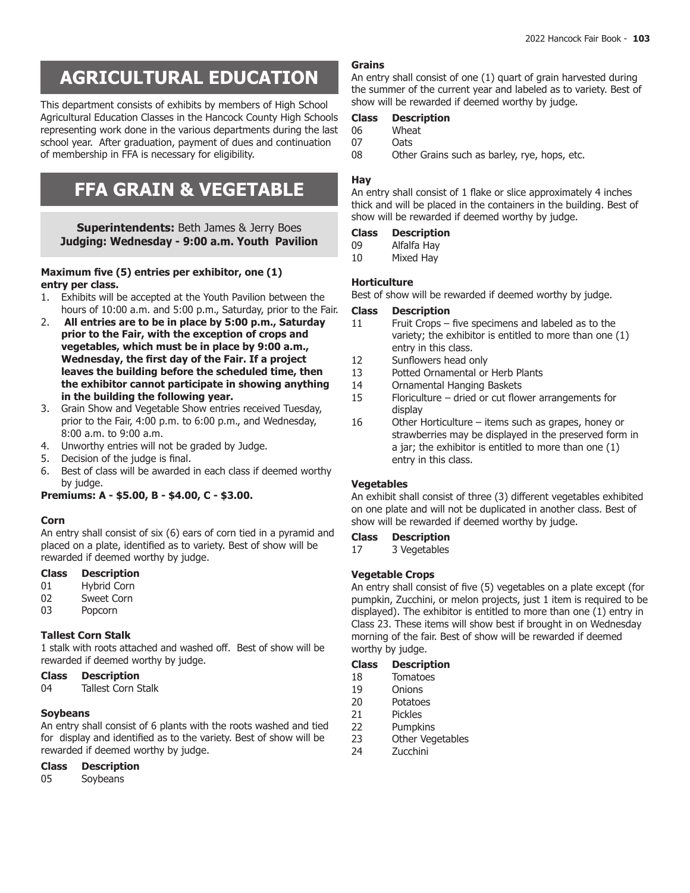# AGRICULTURAL EDUCATION

This department consists of exhibits by members of High School Agricultural Education Classes in the Hancock County High Schools representing work done in the various departments during the last school year. After graduation, payment of dues and continuation of membership in FFA is necessary for eligibility.

# FFA GRAIN & VEGETABLE

**Superintendents:** Beth James & Jerry Boes
**Judging: Wednesday - 9:00 a.m. Youth Pavilion**

**Maximum five (5) entries per exhibitor, one (1) entry per class.**

1. Exhibits will be accepted at the Youth Pavilion between the hours of 10:00 a.m. and 5:00 p.m., Saturday, prior to the Fair.
2. **All entries are to be in place by 5:00 p.m., Saturday prior to the Fair, with the exception of crops and vegetables, which must be in place by 9:00 a.m., Wednesday, the first day of the Fair. If a project leaves the building before the scheduled time, then the exhibitor cannot participate in showing anything in the building the following year.**
3. Grain Show and Vegetable Show entries received Tuesday, prior to the Fair, 4:00 p.m. to 6:00 p.m., and Wednesday, 8:00 a.m. to 9:00 a.m.
4. Unworthy entries will not be graded by Judge.
5. Decision of the judge is final.
6. Best of class will be awarded in each class if deemed worthy by judge.

**Premiums: A - $5.00, B - $4.00, C - $3.00.**

### Corn

An entry shall consist of six (6) ears of corn tied in a pyramid and placed on a plate, identified as to variety. Best of show will be rewarded if deemed worthy by judge.

| Class | Description |
|---|---|
| 01 | Hybrid Corn |
| 02 | Sweet Corn |
| 03 | Popcorn |

### Tallest Corn Stalk

1 stalk with roots attached and washed off. Best of show will be rewarded if deemed worthy by judge.

| Class | Description |
|---|---|
| 04 | Tallest Corn Stalk |

### Soybeans

An entry shall consist of 6 plants with the roots washed and tied for display and identified as to the variety. Best of show will be rewarded if deemed worthy by judge.

| Class | Description |
|---|---|
| 05 | Soybeans |

### Grains

An entry shall consist of one (1) quart of grain harvested during the summer of the current year and labeled as to variety. Best of show will be rewarded if deemed worthy by judge.

| Class | Description |
|---|---|
| 06 | Wheat |
| 07 | Oats |
| 08 | Other Grains such as barley, rye, hops, etc. |

### Hay

An entry shall consist of 1 flake or slice approximately 4 inches thick and will be placed in the containers in the building. Best of show will be rewarded if deemed worthy by judge.

| Class | Description |
|---|---|
| 09 | Alfalfa Hay |
| 10 | Mixed Hay |

### Horticulture

Best of show will be rewarded if deemed worthy by judge.

| Class | Description |
|---|---|
| 11 | Fruit Crops – five specimens and labeled as to the variety; the exhibitor is entitled to more than one (1) entry in this class. |
| 12 | Sunflowers head only |
| 13 | Potted Ornamental or Herb Plants |
| 14 | Ornamental Hanging Baskets |
| 15 | Floriculture – dried or cut flower arrangements for display |
| 16 | Other Horticulture – items such as grapes, honey or strawberries may be displayed in the preserved form in a jar; the exhibitor is entitled to more than one (1) entry in this class. |

### Vegetables

An exhibit shall consist of three (3) different vegetables exhibited on one plate and will not be duplicated in another class. Best of show will be rewarded if deemed worthy by judge.

| Class | Description |
|---|---|
| 17 | 3 Vegetables |

### Vegetable Crops

An entry shall consist of five (5) vegetables on a plate except (for pumpkin, Zucchini, or melon projects, just 1 item is required to be displayed). The exhibitor is entitled to more than one (1) entry in Class 23. These items will show best if brought in on Wednesday morning of the fair. Best of show will be rewarded if deemed worthy by judge.

| Class | Description |
|---|---|
| 18 | Tomatoes |
| 19 | Onions |
| 20 | Potatoes |
| 21 | Pickles |
| 22 | Pumpkins |
| 23 | Other Vegetables |
| 24 | Zucchini |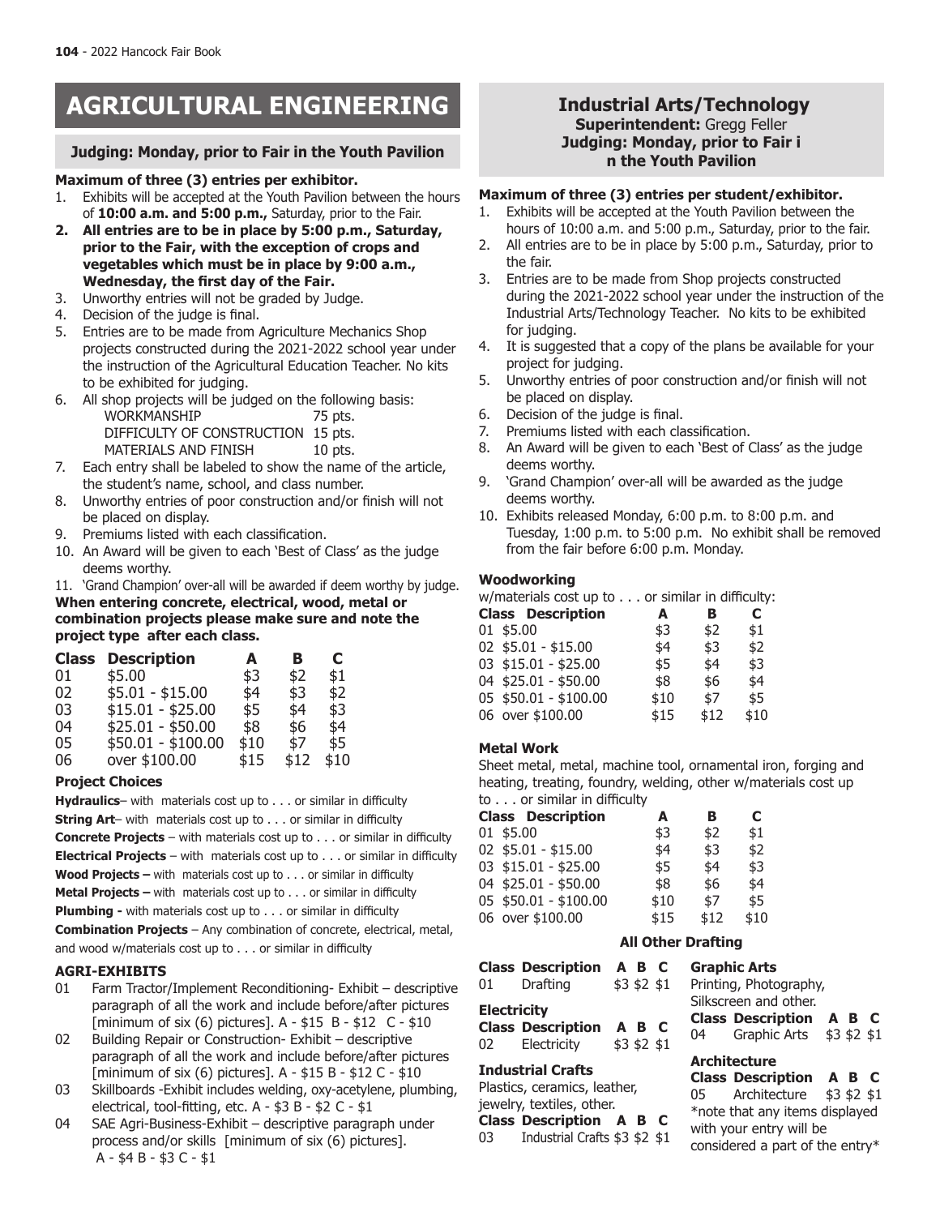# AGRICULTURAL ENGINEERING

**Judging: Monday, prior to Fair in the Youth Pavilion**

**Maximum of three (3) entries per exhibitor.**

1. Exhibits will be accepted at the Youth Pavilion between the hours of **10:00 a.m. and 5:00 p.m.,** Saturday, prior to the Fair.
2. **All entries are to be in place by 5:00 p.m., Saturday, prior to the Fair, with the exception of crops and vegetables which must be in place by 9:00 a.m., Wednesday, the first day of the Fair.**
3. Unworthy entries will not be graded by Judge.
4. Decision of the judge is final.
5. Entries are to be made from Agriculture Mechanics Shop projects constructed during the 2021-2022 school year under the instruction of the Agricultural Education Teacher. No kits to be exhibited for judging.
6. All shop projects will be judged on the following basis:
   - WORKMANSHIP 75 pts.
   - DIFFICULTY OF CONSTRUCTION 15 pts.
   - MATERIALS AND FINISH 10 pts.
7. Each entry shall be labeled to show the name of the article, the student's name, school, and class number.
8. Unworthy entries of poor construction and/or finish will not be placed on display.
9. Premiums listed with each classification.
10. An Award will be given to each 'Best of Class' as the judge deems worthy.
11. 'Grand Champion' over-all will be awarded if deem worthy by judge.

**When entering concrete, electrical, wood, metal or combination projects please make sure and note the project type after each class.**

| Class | Description | A | B | C |
|---|---|---|---|---|
| 01 | $5.00 | $3 | $2 | $1 |
| 02 | $5.01 - $15.00 | $4 | $3 | $2 |
| 03 | $15.01 - $25.00 | $5 | $4 | $3 |
| 04 | $25.01 - $50.00 | $8 | $6 | $4 |
| 05 | $50.01 - $100.00 | $10 | $7 | $5 |
| 06 | over $100.00 | $15 | $12 | $10 |

**Project Choices**

**Hydraulics**– with materials cost up to . . . or similar in difficulty

**String Art**– with materials cost up to . . . or similar in difficulty

**Concrete Projects** – with materials cost up to . . . or similar in difficulty

**Electrical Projects** – with materials cost up to . . . or similar in difficulty

**Wood Projects –** with materials cost up to . . . or similar in difficulty

**Metal Projects –** with materials cost up to . . . or similar in difficulty

**Plumbing -** with materials cost up to . . . or similar in difficulty

**Combination Projects** – Any combination of concrete, electrical, metal, and wood w/materials cost up to . . . or similar in difficulty

**AGRI-EXHIBITS**

01 Farm Tractor/Implement Reconditioning- Exhibit – descriptive paragraph of all the work and include before/after pictures [minimum of six (6) pictures]. A - $15 B - $12 C - $10

02 Building Repair or Construction- Exhibit – descriptive paragraph of all the work and include before/after pictures [minimum of six (6) pictures]. A - $15 B - $12 C - $10

03 Skillboards -Exhibit includes welding, oxy-acetylene, plumbing, electrical, tool-fitting, etc. A - $3 B - $2 C - $1

04 SAE Agri-Business-Exhibit – descriptive paragraph under process and/or skills [minimum of six (6) pictures]. A - $4 B - $3 C - $1

## Industrial Arts/Technology

**Superintendent:** Gregg Feller

**Judging: Monday, prior to Fair in the Youth Pavilion**

**Maximum of three (3) entries per student/exhibitor.**

1. Exhibits will be accepted at the Youth Pavilion between the hours of 10:00 a.m. and 5:00 p.m., Saturday, prior to the fair.
2. All entries are to be in place by 5:00 p.m., Saturday, prior to the fair.
3. Entries are to be made from Shop projects constructed during the 2021-2022 school year under the instruction of the Industrial Arts/Technology Teacher. No kits to be exhibited for judging.
4. It is suggested that a copy of the plans be available for your project for judging.
5. Unworthy entries of poor construction and/or finish will not be placed on display.
6. Decision of the judge is final.
7. Premiums listed with each classification.
8. An Award will be given to each 'Best of Class' as the judge deems worthy.
9. 'Grand Champion' over-all will be awarded as the judge deems worthy.
10. Exhibits released Monday, 6:00 p.m. to 8:00 p.m. and Tuesday, 1:00 p.m. to 5:00 p.m. No exhibit shall be removed from the fair before 6:00 p.m. Monday.

**Woodworking**

w/materials cost up to . . . or similar in difficulty:

| Class | Description | A | B | C |
|---|---|---|---|---|
| 01 | $5.00 | $3 | $2 | $1 |
| 02 | $5.01 - $15.00 | $4 | $3 | $2 |
| 03 | $15.01 - $25.00 | $5 | $4 | $3 |
| 04 | $25.01 - $50.00 | $8 | $6 | $4 |
| 05 | $50.01 - $100.00 | $10 | $7 | $5 |
| 06 | over $100.00 | $15 | $12 | $10 |

**Metal Work**

Sheet metal, metal, machine tool, ornamental iron, forging and heating, treating, foundry, welding, other w/materials cost up to . . . or similar in difficulty

| Class | Description | A | B | C |
|---|---|---|---|---|
| 01 | $5.00 | $3 | $2 | $1 |
| 02 | $5.01 - $15.00 | $4 | $3 | $2 |
| 03 | $15.01 - $25.00 | $5 | $4 | $3 |
| 04 | $25.01 - $50.00 | $8 | $6 | $4 |
| 05 | $50.01 - $100.00 | $10 | $7 | $5 |
| 06 | over $100.00 | $15 | $12 | $10 |

**All Other Drafting**

| Class | Description | A | B | C |
|---|---|---|---|---|
| 01 | Drafting | $3 | $2 | $1 |

**Electricity**

| Class | Description | A | B | C |
|---|---|---|---|---|
| 02 | Electricity | $3 | $2 | $1 |

**Industrial Crafts**

Plastics, ceramics, leather, jewelry, textiles, other.

| Class | Description | A | B | C |
|---|---|---|---|---|
| 03 | Industrial Crafts | $3 | $2 | $1 |

**Graphic Arts**

Printing, Photography, Silkscreen and other.

| Class | Description | A | B | C |
|---|---|---|---|---|
| 04 | Graphic Arts | $3 | $2 | $1 |

**Architecture**

| Class | Description | A | B | C |
|---|---|---|---|---|
| 05 | Architecture | $3 | $2 | $1 |

*note that any items displayed with your entry will be considered a part of the entry*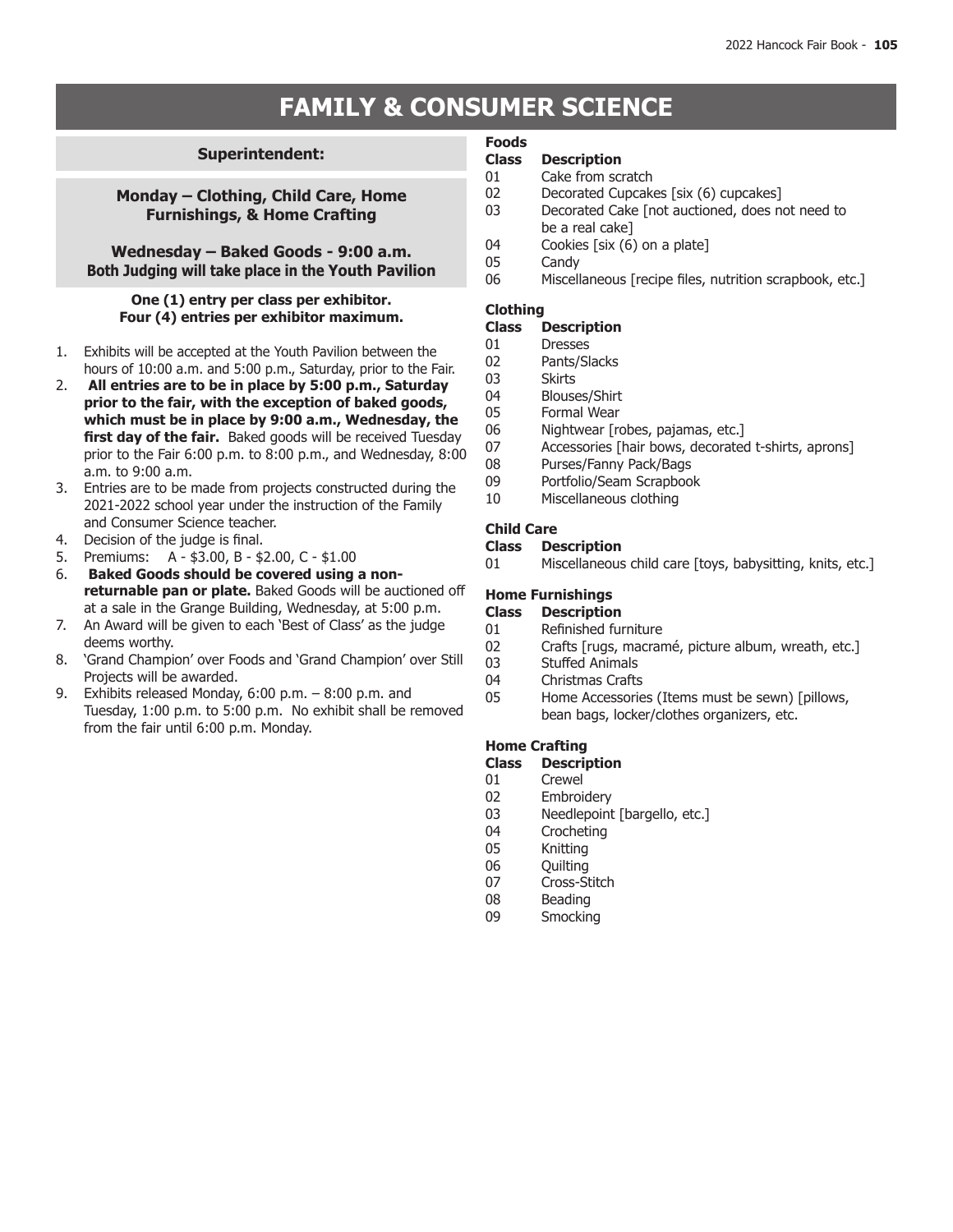# FAMILY & CONSUMER SCIENCE

**Superintendent:**

**Monday – Clothing, Child Care, Home Furnishings, & Home Crafting**

**Wednesday – Baked Goods - 9:00 a.m.**
**Both Judging will take place in the Youth Pavilion**

**One (1) entry per class per exhibitor.**
**Four (4) entries per exhibitor maximum.**

1. Exhibits will be accepted at the Youth Pavilion between the hours of 10:00 a.m. and 5:00 p.m., Saturday, prior to the Fair.
2. **All entries are to be in place by 5:00 p.m., Saturday prior to the fair, with the exception of baked goods, which must be in place by 9:00 a.m., Wednesday, the first day of the fair.** Baked goods will be received Tuesday prior to the Fair 6:00 p.m. to 8:00 p.m., and Wednesday, 8:00 a.m. to 9:00 a.m.
3. Entries are to be made from projects constructed during the 2021-2022 school year under the instruction of the Family and Consumer Science teacher.
4. Decision of the judge is final.
5. Premiums: A - $3.00, B - $2.00, C - $1.00
6. **Baked Goods should be covered using a non-returnable pan or plate.** Baked Goods will be auctioned off at a sale in the Grange Building, Wednesday, at 5:00 p.m.
7. An Award will be given to each 'Best of Class' as the judge deems worthy.
8. 'Grand Champion' over Foods and 'Grand Champion' over Still Projects will be awarded.
9. Exhibits released Monday, 6:00 p.m. – 8:00 p.m. and Tuesday, 1:00 p.m. to 5:00 p.m. No exhibit shall be removed from the fair until 6:00 p.m. Monday.

### Foods

| Class | Description |
|---|---|
| 01 | Cake from scratch |
| 02 | Decorated Cupcakes [six (6) cupcakes] |
| 03 | Decorated Cake [not auctioned, does not need to be a real cake] |
| 04 | Cookies [six (6) on a plate] |
| 05 | Candy |
| 06 | Miscellaneous [recipe files, nutrition scrapbook, etc.] |

### Clothing

| Class | Description |
|---|---|
| 01 | Dresses |
| 02 | Pants/Slacks |
| 03 | Skirts |
| 04 | Blouses/Shirt |
| 05 | Formal Wear |
| 06 | Nightwear [robes, pajamas, etc.] |
| 07 | Accessories [hair bows, decorated t-shirts, aprons] |
| 08 | Purses/Fanny Pack/Bags |
| 09 | Portfolio/Seam Scrapbook |
| 10 | Miscellaneous clothing |

### Child Care

| Class | Description |
|---|---|
| 01 | Miscellaneous child care [toys, babysitting, knits, etc.] |

### Home Furnishings

| Class | Description |
|---|---|
| 01 | Refinished furniture |
| 02 | Crafts [rugs, macramé, picture album, wreath, etc.] |
| 03 | Stuffed Animals |
| 04 | Christmas Crafts |
| 05 | Home Accessories (Items must be sewn) [pillows, bean bags, locker/clothes organizers, etc. |

### Home Crafting

| Class | Description |
|---|---|
| 01 | Crewel |
| 02 | Embroidery |
| 03 | Needlepoint [bargello, etc.] |
| 04 | Crocheting |
| 05 | Knitting |
| 06 | Quilting |
| 07 | Cross-Stitch |
| 08 | Beading |
| 09 | Smocking |